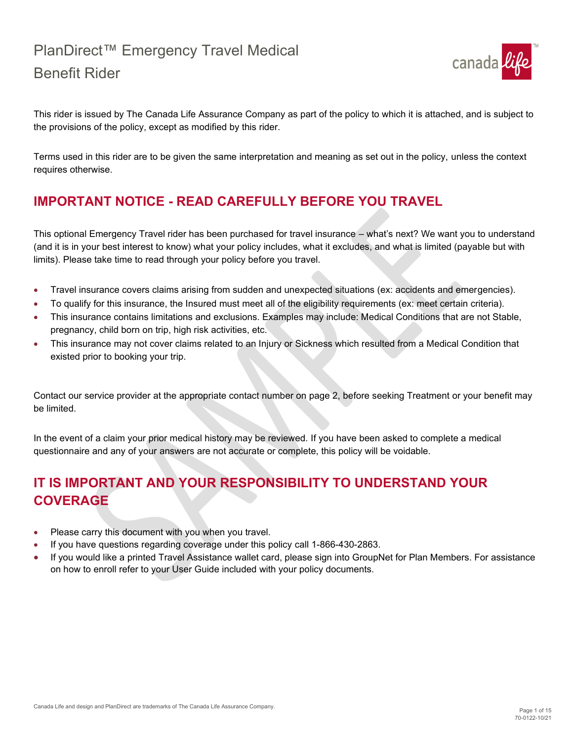# PlanDirect™ Emergency Travel Medical Benefit Rider

This rider is issued by The Canada Life Assurance Company as part of the policy to which it is attached, and is subject to the provisions of the policy, except as modified by this rider.

Terms used in this rider are to be given the same interpretation and meaning as set out in the policy, unless the context requires otherwise.

## IMPORTANT NOTICE - READ CAREFULLY BEFORE YOU TRAVEL

This optional Emergency Travel rider has been purchased for travel insurance – what's next? We want you to understand (and it is in your best interest to know) what your policy includes, what it excludes, and what is limited (payable but with limits). Please take time to read through your policy before you travel.

- Travel insurance covers claims arising from sudden and unexpected situations (ex: accidents and emergencies).
- To qualify for this insurance, the Insured must meet all of the eligibility requirements (ex: meet certain criteria).
- This insurance contains limitations and exclusions. Examples may include: Medical Conditions that are not Stable, pregnancy, child born on trip, high risk activities, etc.
- This insurance may not cover claims related to an Injury or Sickness which resulted from a Medical Condition that existed prior to booking your trip.

Contact our service provider at the appropriate contact number on page 2, before seeking Treatment or your benefit may be limited.

In the event of a claim your prior medical history may be reviewed. If you have been asked to complete a medical questionnaire and any of your answers are not accurate or complete, this policy will be voidable.

## IT IS IMPORTANT AND YOUR RESPONSIBILITY TO UNDERSTAND YOUR COVERAGE

- Please carry this document with you when you travel.
- If you have questions regarding coverage under this policy call 1-866-430-2863.
- If you would like a printed Travel Assistance wallet card, please sign into GroupNet for Plan Members. For assistance on how to enroll refer to your User Guide included with your policy documents.

Canada Life and design and PlanDirect are trademarks of The Canada Life Assurance Company.

70-0122-10/21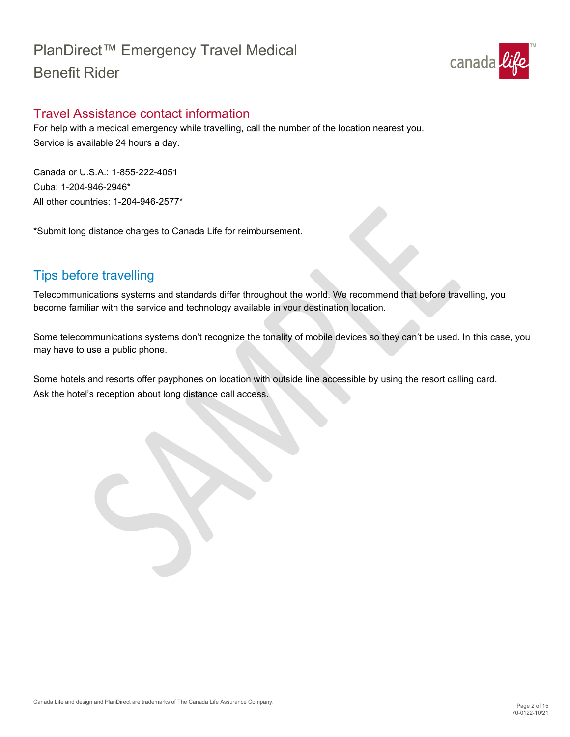# PlanDirect™ Emergency Travel Medical Benefit Rider

## Travel Assistance contact information

For help with a medical emergency while travelling, call the number of the location nearest you.
Service is available 24 hours a day.

Canada or U.S.A.: 1-855-222-4051
Cuba: 1-204-946-2946*
All other countries: 1-204-946-2577*

*Submit long distance charges to Canada Life for reimbursement.

## Tips before travelling

Telecommunications systems and standards differ throughout the world. We recommend that before travelling, you become familiar with the service and technology available in your destination location.

Some telecommunications systems don't recognize the tonality of mobile devices so they can't be used. In this case, you may have to use a public phone.

Some hotels and resorts offer payphones on location with outside line accessible by using the resort calling card. Ask the hotel's reception about long distance call access.

Canada Life and design and PlanDirect are trademarks of The Canada Life Assurance Company.

70-0122-10/21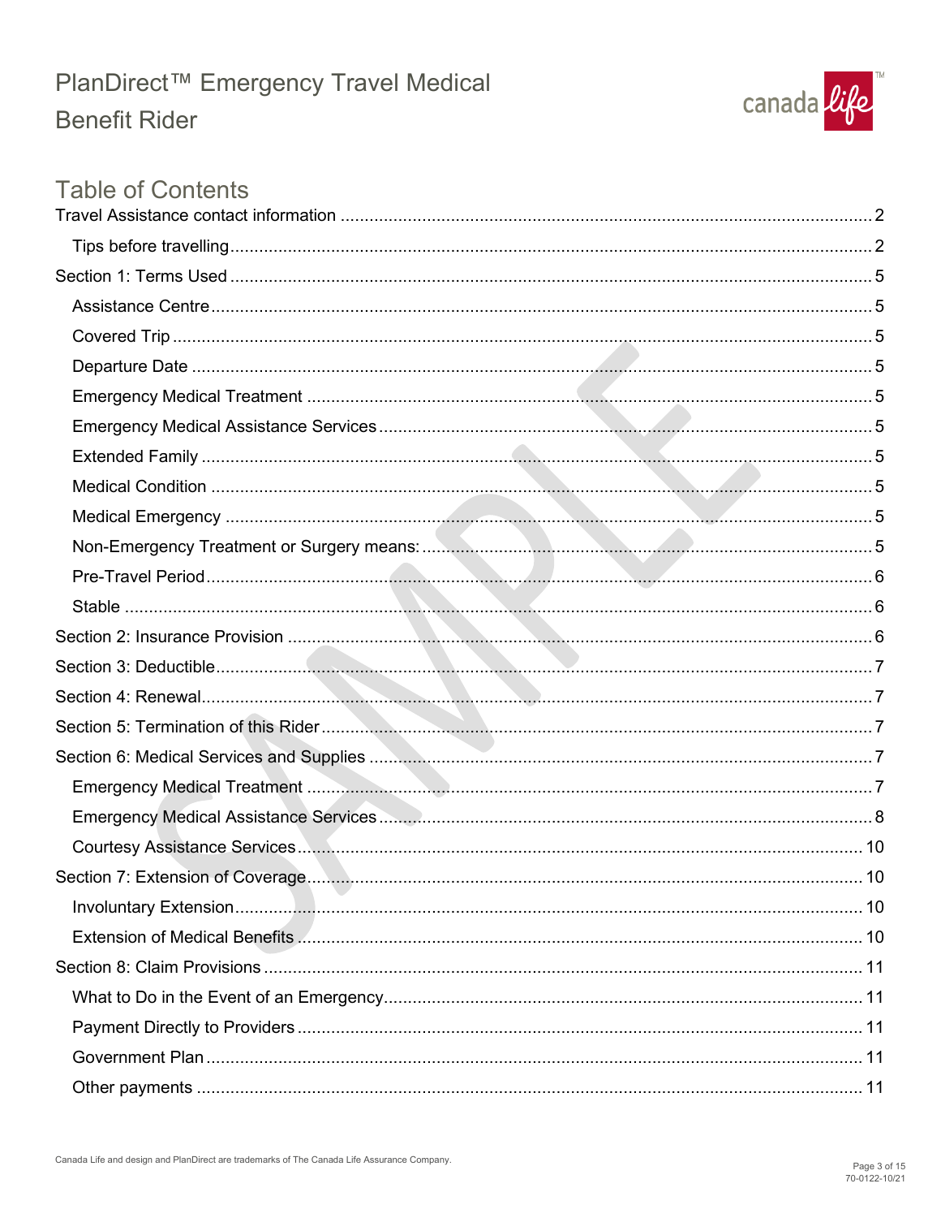# PlanDirect™ Emergency Travel Medical Benefit Rider

## Table of Contents

Travel Assistance contact information ........ 2

- Tips before travelling ........ 2

Section 1: Terms Used ........ 5

- Assistance Centre ........ 5
- Covered Trip ........ 5
- Departure Date ........ 5
- Emergency Medical Treatment ........ 5
- Emergency Medical Assistance Services ........ 5
- Extended Family ........ 5
- Medical Condition ........ 5
- Medical Emergency ........ 5
- Non-Emergency Treatment or Surgery means: ........ 5
- Pre-Travel Period ........ 6
- Stable ........ 6

Section 2: Insurance Provision ........ 6

Section 3: Deductible ........ 7

Section 4: Renewal ........ 7

Section 5: Termination of this Rider ........ 7

Section 6: Medical Services and Supplies ........ 7

- Emergency Medical Treatment ........ 7
- Emergency Medical Assistance Services ........ 8
- Courtesy Assistance Services ........ 10

Section 7: Extension of Coverage ........ 10

- Involuntary Extension ........ 10
- Extension of Medical Benefits ........ 10

Section 8: Claim Provisions ........ 11

- What to Do in the Event of an Emergency ........ 11
- Payment Directly to Providers ........ 11
- Government Plan ........ 11
- Other payments ........ 11

Canada Life and design and PlanDirect are trademarks of The Canada Life Assurance Company.

70-0122-10/21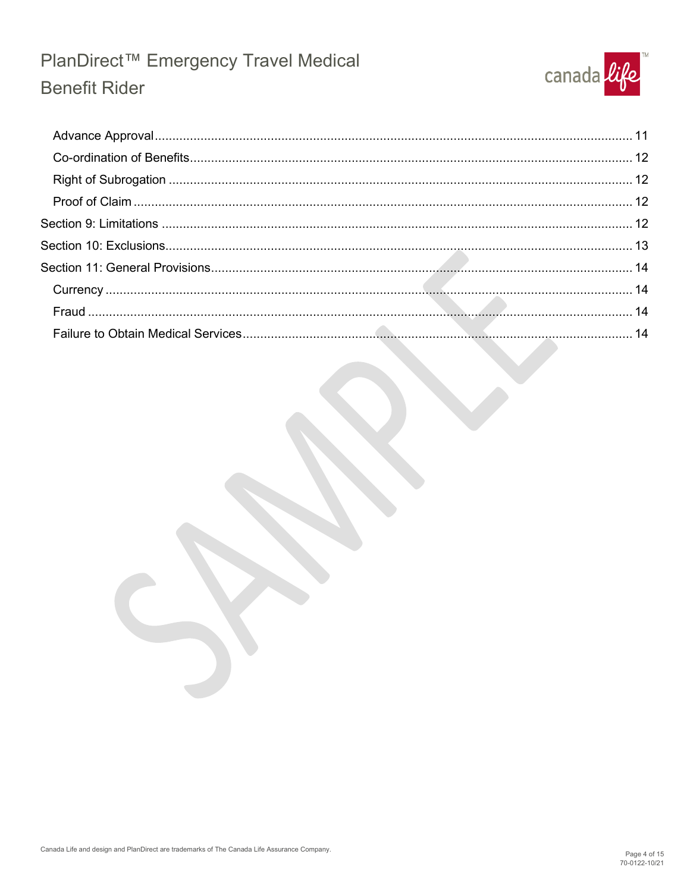- Advance Approval ........ 11
- Co-ordination of Benefits ........ 12
- Right of Subrogation ........ 12
- Proof of Claim ........ 12

Section 9: Limitations ........ 12

Section 10: Exclusions ........ 13

Section 11: General Provisions ........ 14

- Currency ........ 14
- Fraud ........ 14
- Failure to Obtain Medical Services ........ 14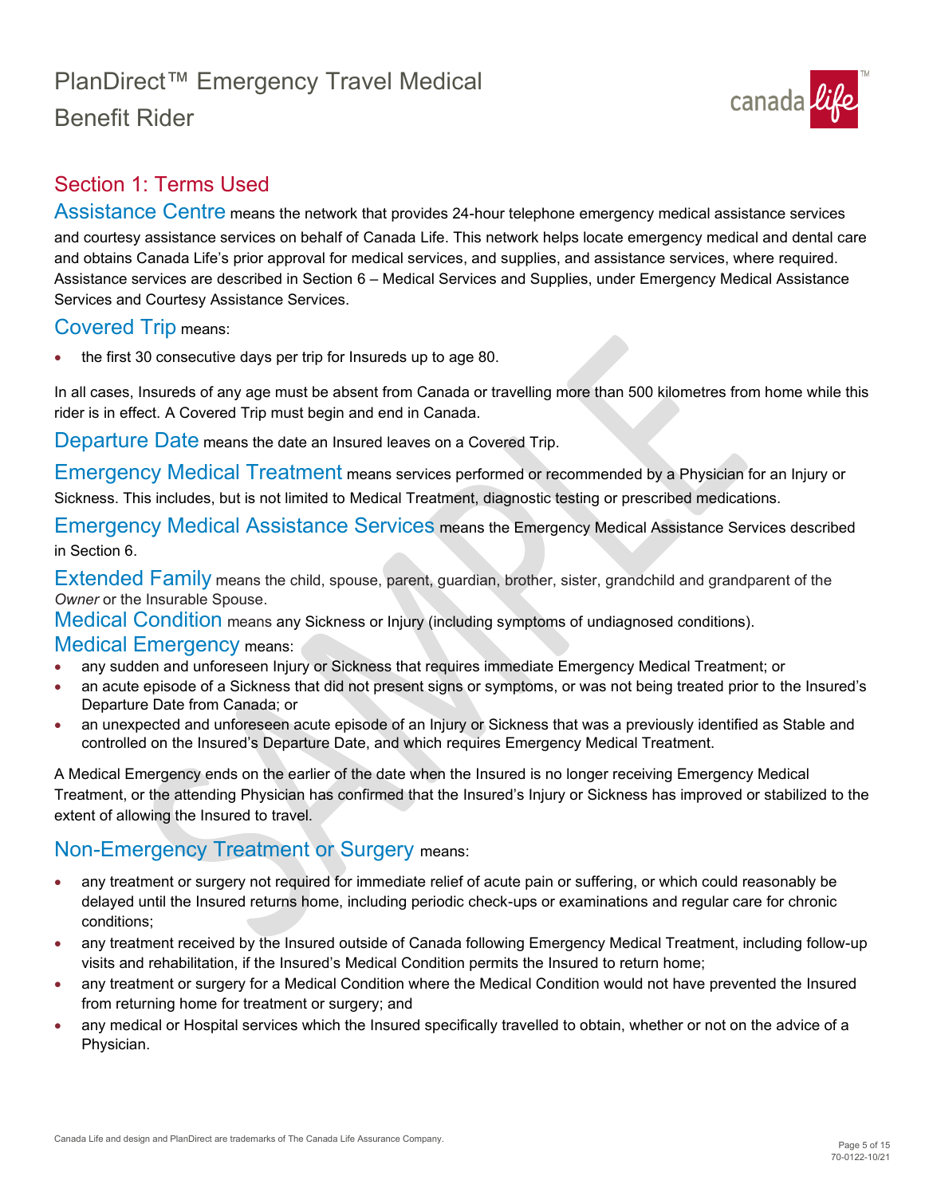# PlanDirect™ Emergency Travel Medical Benefit Rider

## Section 1: Terms Used

**Assistance Centre** means the network that provides 24-hour telephone emergency medical assistance services and courtesy assistance services on behalf of Canada Life. This network helps locate emergency medical and dental care and obtains Canada Life's prior approval for medical services, and supplies, and assistance services, where required. Assistance services are described in Section 6 – Medical Services and Supplies, under Emergency Medical Assistance Services and Courtesy Assistance Services.

**Covered Trip** means:

- the first 30 consecutive days per trip for Insureds up to age 80.

In all cases, Insureds of any age must be absent from Canada or travelling more than 500 kilometres from home while this rider is in effect. A Covered Trip must begin and end in Canada.

**Departure Date** means the date an Insured leaves on a Covered Trip.

**Emergency Medical Treatment** means services performed or recommended by a Physician for an Injury or Sickness. This includes, but is not limited to Medical Treatment, diagnostic testing or prescribed medications.

**Emergency Medical Assistance Services** means the Emergency Medical Assistance Services described in Section 6.

**Extended Family** means the child, spouse, parent, guardian, brother, sister, grandchild and grandparent of the *Owner* or the Insurable Spouse.

**Medical Condition** means any Sickness or Injury (including symptoms of undiagnosed conditions).

**Medical Emergency** means:

- any sudden and unforeseen Injury or Sickness that requires immediate Emergency Medical Treatment; or
- an acute episode of a Sickness that did not present signs or symptoms, or was not being treated prior to the Insured's Departure Date from Canada; or
- an unexpected and unforeseen acute episode of an Injury or Sickness that was a previously identified as Stable and controlled on the Insured's Departure Date, and which requires Emergency Medical Treatment.

A Medical Emergency ends on the earlier of the date when the Insured is no longer receiving Emergency Medical Treatment, or the attending Physician has confirmed that the Insured's Injury or Sickness has improved or stabilized to the extent of allowing the Insured to travel.

**Non-Emergency Treatment or Surgery** means:

- any treatment or surgery not required for immediate relief of acute pain or suffering, or which could reasonably be delayed until the Insured returns home, including periodic check-ups or examinations and regular care for chronic conditions;
- any treatment received by the Insured outside of Canada following Emergency Medical Treatment, including follow-up visits and rehabilitation, if the Insured's Medical Condition permits the Insured to return home;
- any treatment or surgery for a Medical Condition where the Medical Condition would not have prevented the Insured from returning home for treatment or surgery; and
- any medical or Hospital services which the Insured specifically travelled to obtain, whether or not on the advice of a Physician.

Canada Life and design and PlanDirect are trademarks of The Canada Life Assurance Company.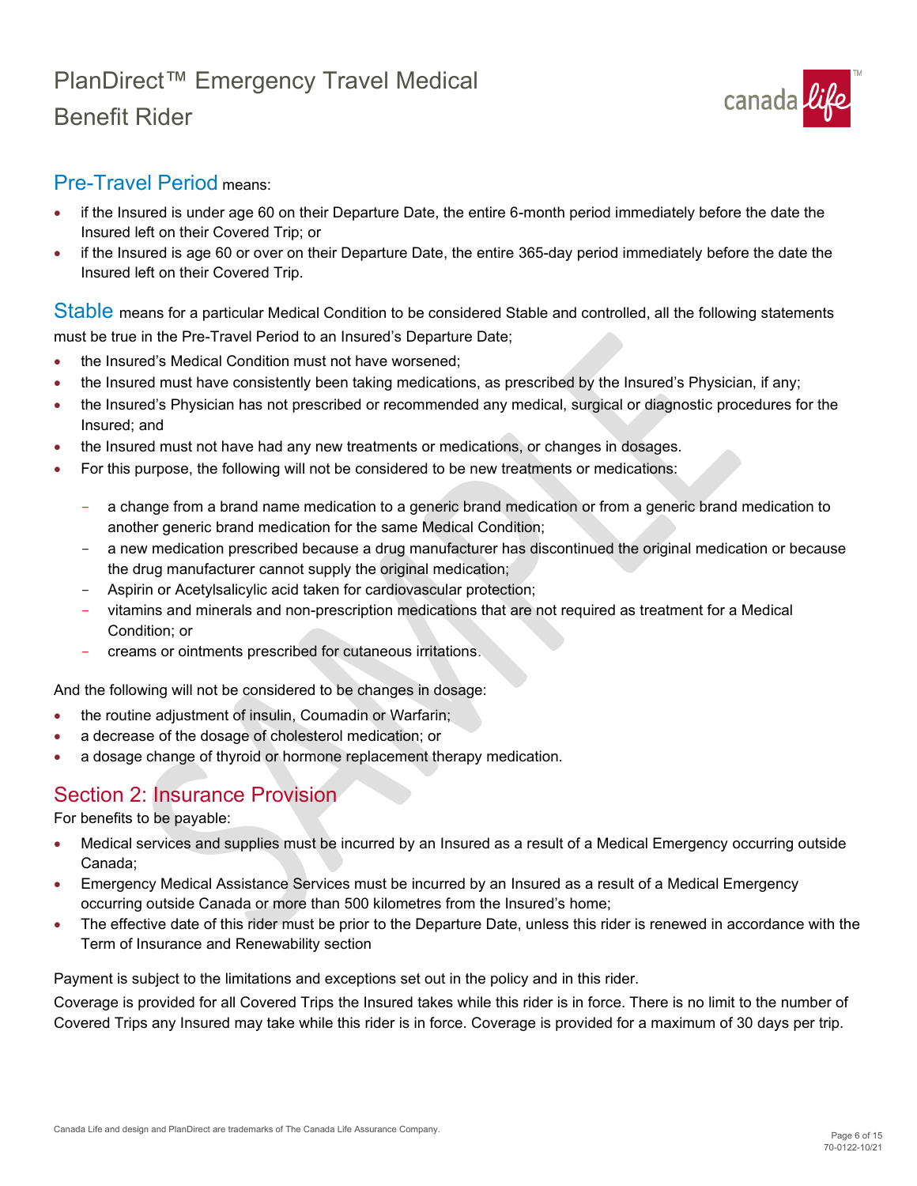**Pre-Travel Period** means:

- if the Insured is under age 60 on their Departure Date, the entire 6-month period immediately before the date the Insured left on their Covered Trip; or
- if the Insured is age 60 or over on their Departure Date, the entire 365-day period immediately before the date the Insured left on their Covered Trip.

**Stable** means for a particular Medical Condition to be considered Stable and controlled, all the following statements must be true in the Pre-Travel Period to an Insured's Departure Date;

- the Insured's Medical Condition must not have worsened;
- the Insured must have consistently been taking medications, as prescribed by the Insured's Physician, if any;
- the Insured's Physician has not prescribed or recommended any medical, surgical or diagnostic procedures for the Insured; and
- the Insured must not have had any new treatments or medications, or changes in dosages.
- For this purpose, the following will not be considered to be new treatments or medications:
  - a change from a brand name medication to a generic brand medication or from a generic brand medication to another generic brand medication for the same Medical Condition;
  - a new medication prescribed because a drug manufacturer has discontinued the original medication or because the drug manufacturer cannot supply the original medication;
  - Aspirin or Acetylsalicylic acid taken for cardiovascular protection;
  - vitamins and minerals and non-prescription medications that are not required as treatment for a Medical Condition; or
  - creams or ointments prescribed for cutaneous irritations.

And the following will not be considered to be changes in dosage:

- the routine adjustment of insulin, Coumadin or Warfarin;
- a decrease of the dosage of cholesterol medication; or
- a dosage change of thyroid or hormone replacement therapy medication.

## Section 2: Insurance Provision

For benefits to be payable:

- Medical services and supplies must be incurred by an Insured as a result of a Medical Emergency occurring outside Canada;
- Emergency Medical Assistance Services must be incurred by an Insured as a result of a Medical Emergency occurring outside Canada or more than 500 kilometres from the Insured's home;
- The effective date of this rider must be prior to the Departure Date, unless this rider is renewed in accordance with the Term of Insurance and Renewability section

Payment is subject to the limitations and exceptions set out in the policy and in this rider.

Coverage is provided for all Covered Trips the Insured takes while this rider is in force. There is no limit to the number of Covered Trips any Insured may take while this rider is in force. Coverage is provided for a maximum of 30 days per trip.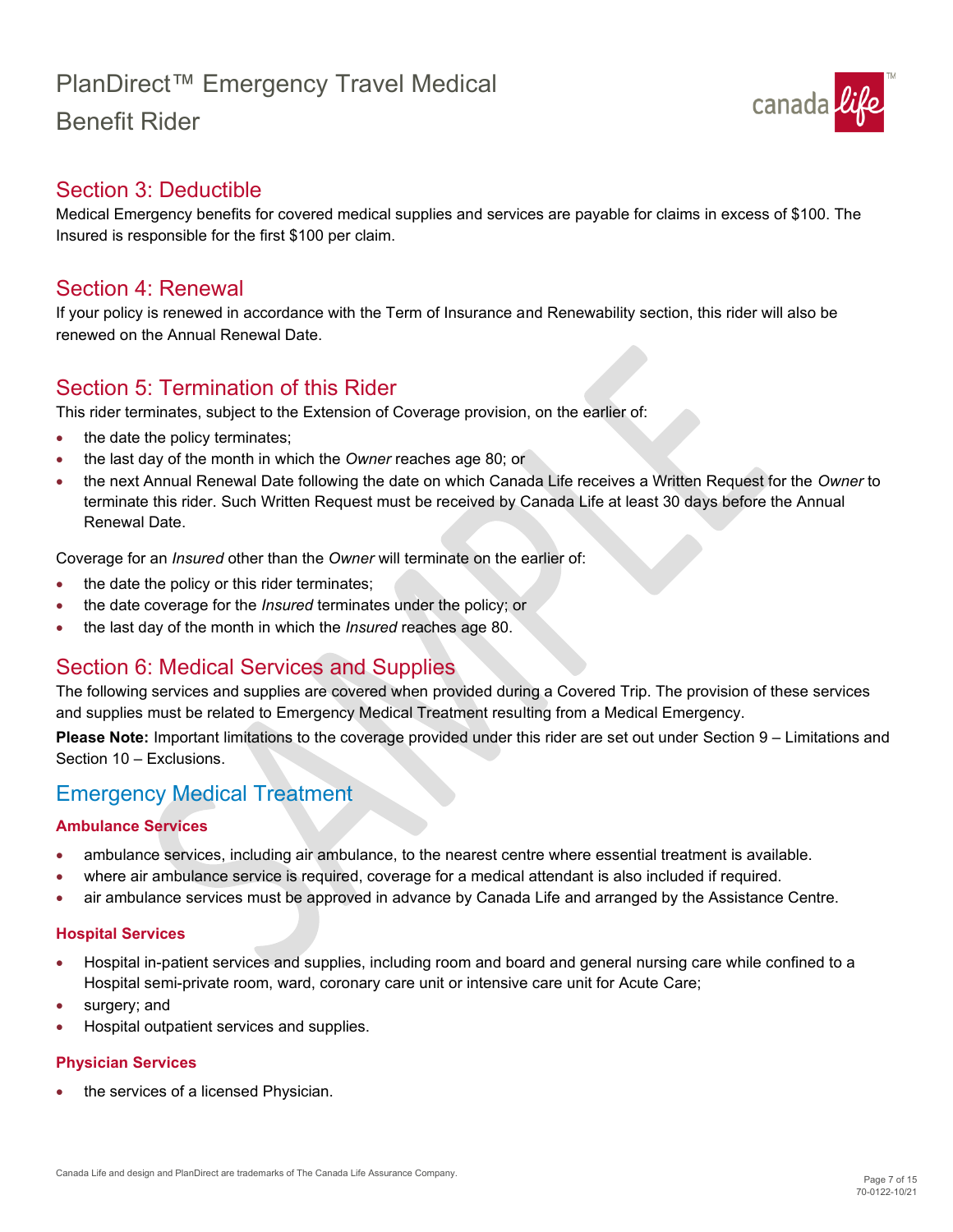## Section 3: Deductible

Medical Emergency benefits for covered medical supplies and services are payable for claims in excess of $100. The Insured is responsible for the first $100 per claim.

## Section 4: Renewal

If your policy is renewed in accordance with the Term of Insurance and Renewability section, this rider will also be renewed on the Annual Renewal Date.

## Section 5: Termination of this Rider

This rider terminates, subject to the Extension of Coverage provision, on the earlier of:

- the date the policy terminates;
- the last day of the month in which the *Owner* reaches age 80; or
- the next Annual Renewal Date following the date on which Canada Life receives a Written Request for the *Owner* to terminate this rider. Such Written Request must be received by Canada Life at least 30 days before the Annual Renewal Date.

Coverage for an *Insured* other than the *Owner* will terminate on the earlier of:

- the date the policy or this rider terminates;
- the date coverage for the *Insured* terminates under the policy; or
- the last day of the month in which the *Insured* reaches age 80.

## Section 6: Medical Services and Supplies

The following services and supplies are covered when provided during a Covered Trip. The provision of these services and supplies must be related to Emergency Medical Treatment resulting from a Medical Emergency.

**Please Note:** Important limitations to the coverage provided under this rider are set out under Section 9 – Limitations and Section 10 – Exclusions.

## Emergency Medical Treatment

### Ambulance Services

- ambulance services, including air ambulance, to the nearest centre where essential treatment is available.
- where air ambulance service is required, coverage for a medical attendant is also included if required.
- air ambulance services must be approved in advance by Canada Life and arranged by the Assistance Centre.

### Hospital Services

- Hospital in-patient services and supplies, including room and board and general nursing care while confined to a Hospital semi-private room, ward, coronary care unit or intensive care unit for Acute Care;
- surgery; and
- Hospital outpatient services and supplies.

### Physician Services

- the services of a licensed Physician.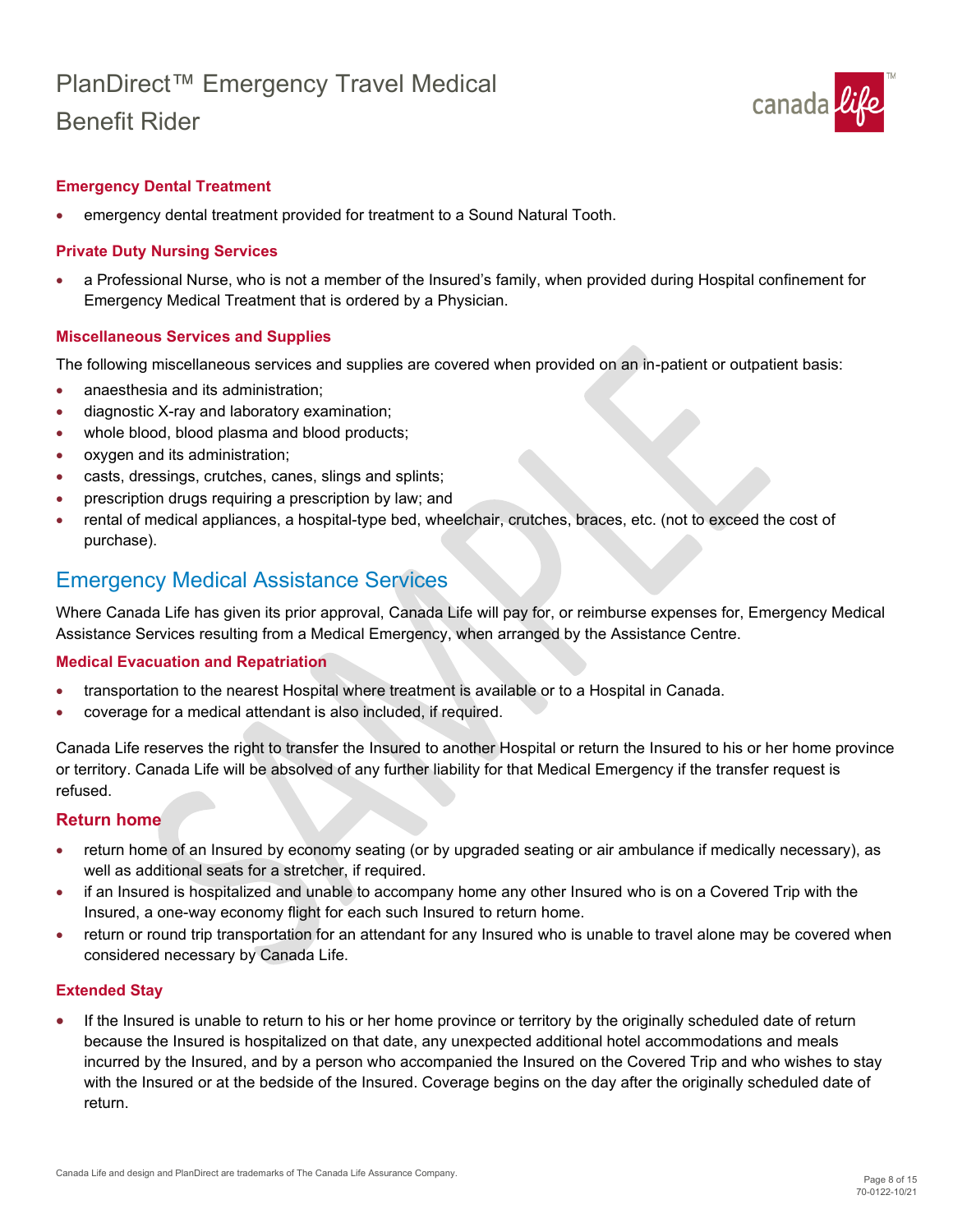#### Emergency Dental Treatment

- emergency dental treatment provided for treatment to a Sound Natural Tooth.

#### Private Duty Nursing Services

- a Professional Nurse, who is not a member of the Insured's family, when provided during Hospital confinement for Emergency Medical Treatment that is ordered by a Physician.

#### Miscellaneous Services and Supplies

The following miscellaneous services and supplies are covered when provided on an in-patient or outpatient basis:

- anaesthesia and its administration;
- diagnostic X-ray and laboratory examination;
- whole blood, blood plasma and blood products;
- oxygen and its administration;
- casts, dressings, crutches, canes, slings and splints;
- prescription drugs requiring a prescription by law; and
- rental of medical appliances, a hospital-type bed, wheelchair, crutches, braces, etc. (not to exceed the cost of purchase).

## Emergency Medical Assistance Services

Where Canada Life has given its prior approval, Canada Life will pay for, or reimburse expenses for, Emergency Medical Assistance Services resulting from a Medical Emergency, when arranged by the Assistance Centre.

#### Medical Evacuation and Repatriation

- transportation to the nearest Hospital where treatment is available or to a Hospital in Canada.
- coverage for a medical attendant is also included, if required.

Canada Life reserves the right to transfer the Insured to another Hospital or return the Insured to his or her home province or territory. Canada Life will be absolved of any further liability for that Medical Emergency if the transfer request is refused.

### Return home

- return home of an Insured by economy seating (or by upgraded seating or air ambulance if medically necessary), as well as additional seats for a stretcher, if required.
- if an Insured is hospitalized and unable to accompany home any other Insured who is on a Covered Trip with the Insured, a one-way economy flight for each such Insured to return home.
- return or round trip transportation for an attendant for any Insured who is unable to travel alone may be covered when considered necessary by Canada Life.

#### Extended Stay

- If the Insured is unable to return to his or her home province or territory by the originally scheduled date of return because the Insured is hospitalized on that date, any unexpected additional hotel accommodations and meals incurred by the Insured, and by a person who accompanied the Insured on the Covered Trip and who wishes to stay with the Insured or at the bedside of the Insured. Coverage begins on the day after the originally scheduled date of return.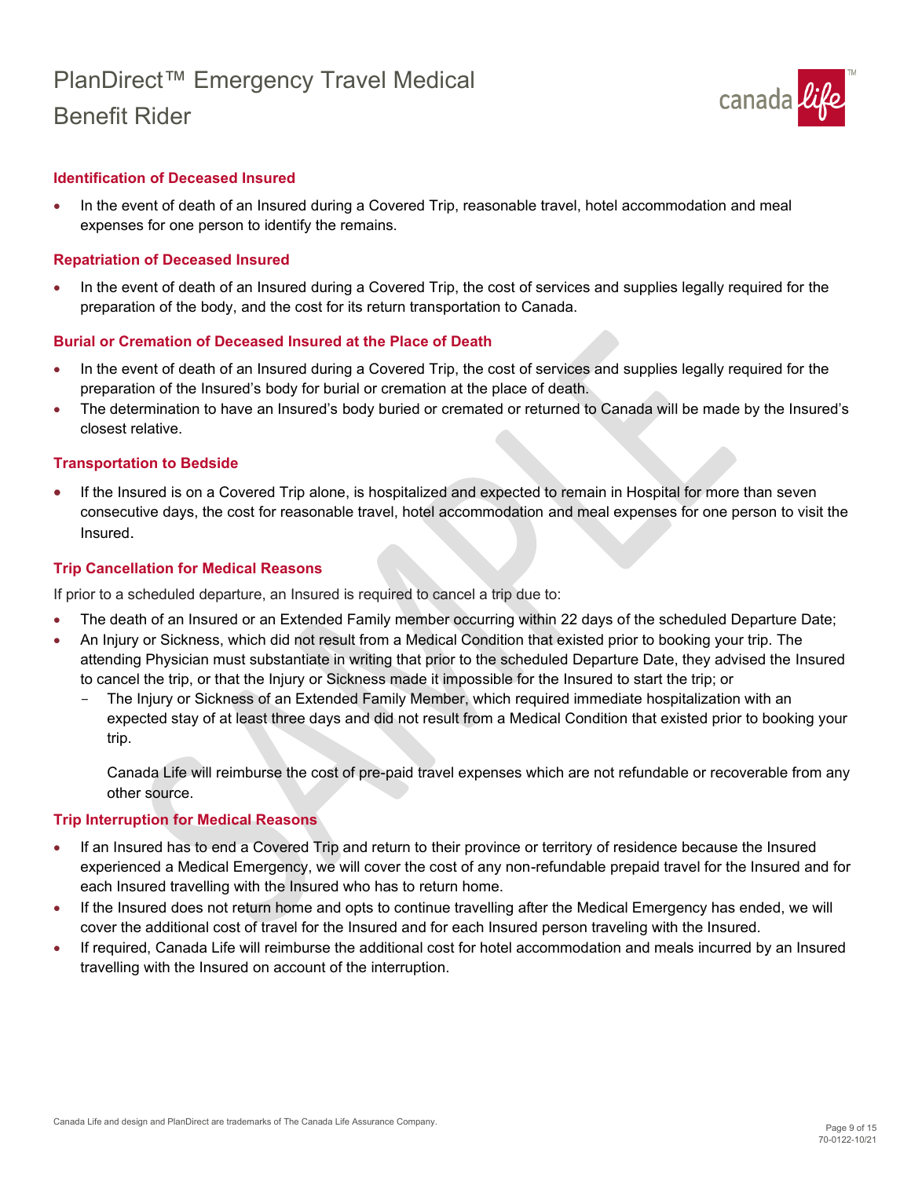### Identification of Deceased Insured

- In the event of death of an Insured during a Covered Trip, reasonable travel, hotel accommodation and meal expenses for one person to identify the remains.

### Repatriation of Deceased Insured

- In the event of death of an Insured during a Covered Trip, the cost of services and supplies legally required for the preparation of the body, and the cost for its return transportation to Canada.

### Burial or Cremation of Deceased Insured at the Place of Death

- In the event of death of an Insured during a Covered Trip, the cost of services and supplies legally required for the preparation of the Insured's body for burial or cremation at the place of death.
- The determination to have an Insured's body buried or cremated or returned to Canada will be made by the Insured's closest relative.

### Transportation to Bedside

- If the Insured is on a Covered Trip alone, is hospitalized and expected to remain in Hospital for more than seven consecutive days, the cost for reasonable travel, hotel accommodation and meal expenses for one person to visit the Insured.

### Trip Cancellation for Medical Reasons

If prior to a scheduled departure, an Insured is required to cancel a trip due to:

- The death of an Insured or an Extended Family member occurring within 22 days of the scheduled Departure Date;
- An Injury or Sickness, which did not result from a Medical Condition that existed prior to booking your trip. The attending Physician must substantiate in writing that prior to the scheduled Departure Date, they advised the Insured to cancel the trip, or that the Injury or Sickness made it impossible for the Insured to start the trip; or
  - The Injury or Sickness of an Extended Family Member, which required immediate hospitalization with an expected stay of at least three days and did not result from a Medical Condition that existed prior to booking your trip.

    Canada Life will reimburse the cost of pre-paid travel expenses which are not refundable or recoverable from any other source.

### Trip Interruption for Medical Reasons

- If an Insured has to end a Covered Trip and return to their province or territory of residence because the Insured experienced a Medical Emergency, we will cover the cost of any non-refundable prepaid travel for the Insured and for each Insured travelling with the Insured who has to return home.
- If the Insured does not return home and opts to continue travelling after the Medical Emergency has ended, we will cover the additional cost of travel for the Insured and for each Insured person traveling with the Insured.
- If required, Canada Life will reimburse the additional cost for hotel accommodation and meals incurred by an Insured travelling with the Insured on account of the interruption.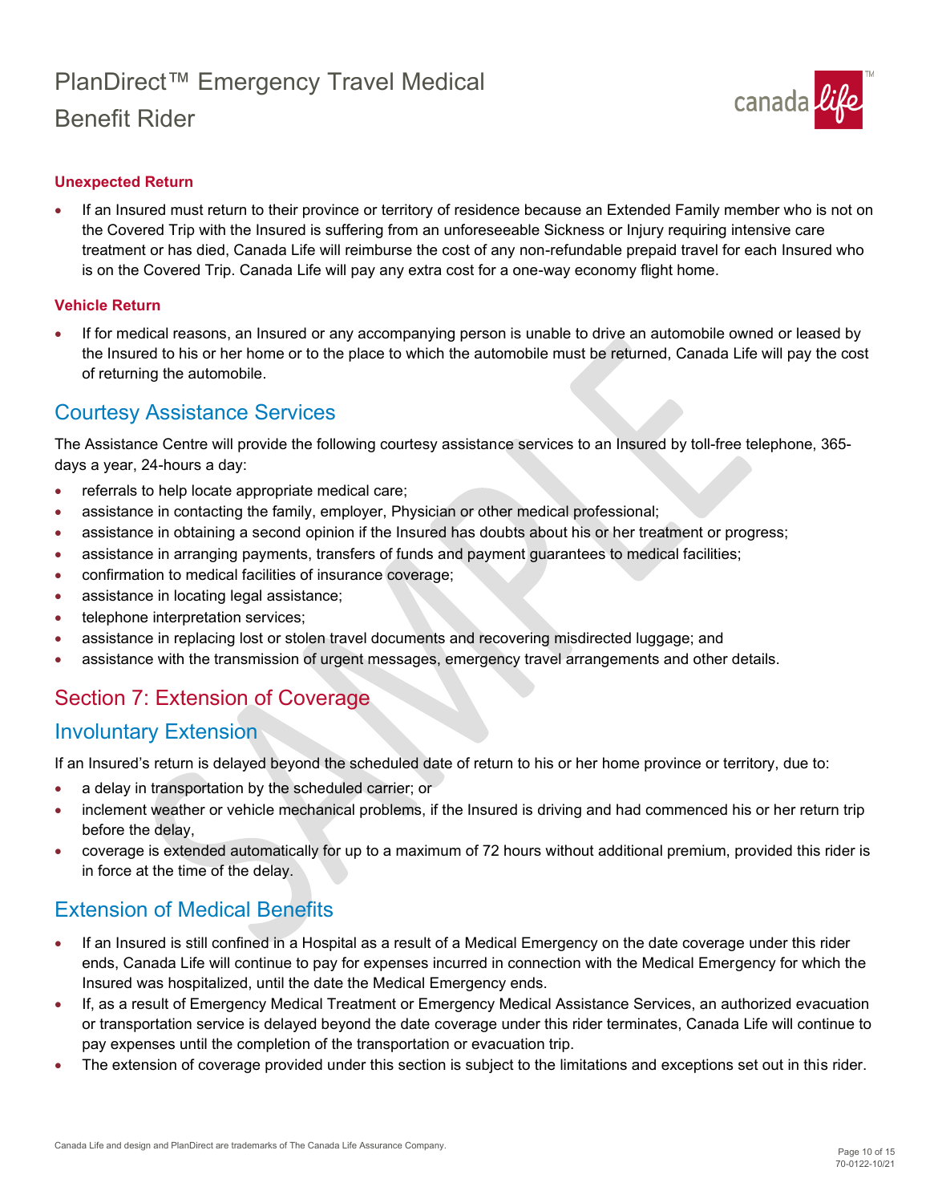### Unexpected Return

- If an Insured must return to their province or territory of residence because an Extended Family member who is not on the Covered Trip with the Insured is suffering from an unforeseeable Sickness or Injury requiring intensive care treatment or has died, Canada Life will reimburse the cost of any non-refundable prepaid travel for each Insured who is on the Covered Trip. Canada Life will pay any extra cost for a one-way economy flight home.

### Vehicle Return

- If for medical reasons, an Insured or any accompanying person is unable to drive an automobile owned or leased by the Insured to his or her home or to the place to which the automobile must be returned, Canada Life will pay the cost of returning the automobile.

## Courtesy Assistance Services

The Assistance Centre will provide the following courtesy assistance services to an Insured by toll-free telephone, 365-days a year, 24-hours a day:

- referrals to help locate appropriate medical care;
- assistance in contacting the family, employer, Physician or other medical professional;
- assistance in obtaining a second opinion if the Insured has doubts about his or her treatment or progress;
- assistance in arranging payments, transfers of funds and payment guarantees to medical facilities;
- confirmation to medical facilities of insurance coverage;
- assistance in locating legal assistance;
- telephone interpretation services;
- assistance in replacing lost or stolen travel documents and recovering misdirected luggage; and
- assistance with the transmission of urgent messages, emergency travel arrangements and other details.

# Section 7: Extension of Coverage

## Involuntary Extension

If an Insured's return is delayed beyond the scheduled date of return to his or her home province or territory, due to:

- a delay in transportation by the scheduled carrier; or
- inclement weather or vehicle mechanical problems, if the Insured is driving and had commenced his or her return trip before the delay,
- coverage is extended automatically for up to a maximum of 72 hours without additional premium, provided this rider is in force at the time of the delay.

## Extension of Medical Benefits

- If an Insured is still confined in a Hospital as a result of a Medical Emergency on the date coverage under this rider ends, Canada Life will continue to pay for expenses incurred in connection with the Medical Emergency for which the Insured was hospitalized, until the date the Medical Emergency ends.
- If, as a result of Emergency Medical Treatment or Emergency Medical Assistance Services, an authorized evacuation or transportation service is delayed beyond the date coverage under this rider terminates, Canada Life will continue to pay expenses until the completion of the transportation or evacuation trip.
- The extension of coverage provided under this section is subject to the limitations and exceptions set out in this rider.

Canada Life and design and PlanDirect are trademarks of The Canada Life Assurance Company.

70-0122-10/21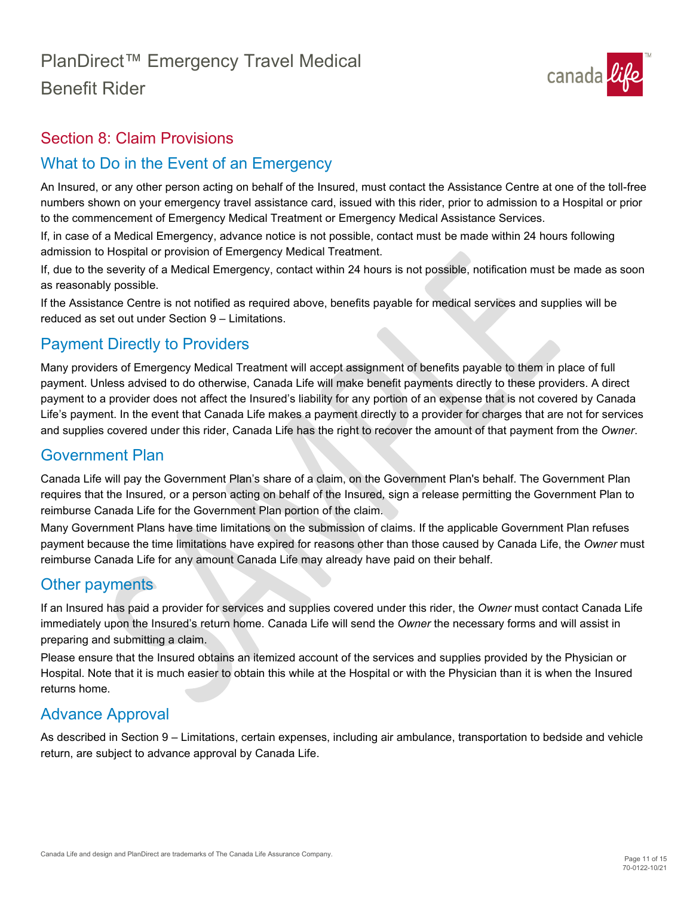## Section 8: Claim Provisions

### What to Do in the Event of an Emergency

An Insured, or any other person acting on behalf of the Insured, must contact the Assistance Centre at one of the toll-free numbers shown on your emergency travel assistance card, issued with this rider, prior to admission to a Hospital or prior to the commencement of Emergency Medical Treatment or Emergency Medical Assistance Services.

If, in case of a Medical Emergency, advance notice is not possible, contact must be made within 24 hours following admission to Hospital or provision of Emergency Medical Treatment.

If, due to the severity of a Medical Emergency, contact within 24 hours is not possible, notification must be made as soon as reasonably possible.

If the Assistance Centre is not notified as required above, benefits payable for medical services and supplies will be reduced as set out under Section 9 – Limitations.

### Payment Directly to Providers

Many providers of Emergency Medical Treatment will accept assignment of benefits payable to them in place of full payment. Unless advised to do otherwise, Canada Life will make benefit payments directly to these providers. A direct payment to a provider does not affect the Insured's liability for any portion of an expense that is not covered by Canada Life's payment. In the event that Canada Life makes a payment directly to a provider for charges that are not for services and supplies covered under this rider, Canada Life has the right to recover the amount of that payment from the *Owner*.

### Government Plan

Canada Life will pay the Government Plan's share of a claim, on the Government Plan's behalf. The Government Plan requires that the Insured, or a person acting on behalf of the Insured, sign a release permitting the Government Plan to reimburse Canada Life for the Government Plan portion of the claim.

Many Government Plans have time limitations on the submission of claims. If the applicable Government Plan refuses payment because the time limitations have expired for reasons other than those caused by Canada Life, the *Owner* must reimburse Canada Life for any amount Canada Life may already have paid on their behalf.

### Other payments

If an Insured has paid a provider for services and supplies covered under this rider, the *Owner* must contact Canada Life immediately upon the Insured's return home. Canada Life will send the *Owner* the necessary forms and will assist in preparing and submitting a claim.

Please ensure that the Insured obtains an itemized account of the services and supplies provided by the Physician or Hospital. Note that it is much easier to obtain this while at the Hospital or with the Physician than it is when the Insured returns home.

### Advance Approval

As described in Section 9 – Limitations, certain expenses, including air ambulance, transportation to bedside and vehicle return, are subject to advance approval by Canada Life.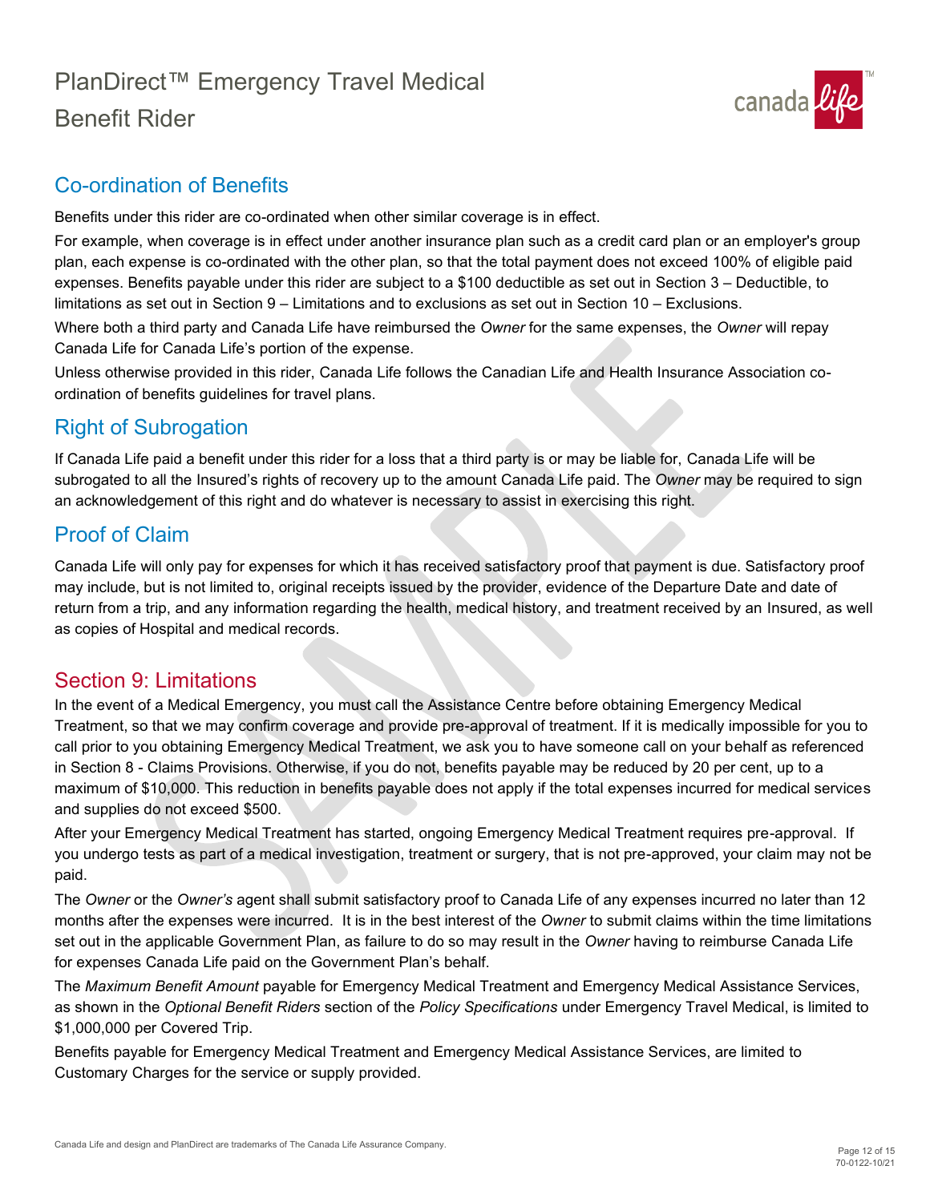## Co-ordination of Benefits

Benefits under this rider are co-ordinated when other similar coverage is in effect.

For example, when coverage is in effect under another insurance plan such as a credit card plan or an employer's group plan, each expense is co-ordinated with the other plan, so that the total payment does not exceed 100% of eligible paid expenses. Benefits payable under this rider are subject to a $100 deductible as set out in Section 3 – Deductible, to limitations as set out in Section 9 – Limitations and to exclusions as set out in Section 10 – Exclusions.

Where both a third party and Canada Life have reimbursed the *Owner* for the same expenses, the *Owner* will repay Canada Life for Canada Life's portion of the expense.

Unless otherwise provided in this rider, Canada Life follows the Canadian Life and Health Insurance Association co-ordination of benefits guidelines for travel plans.

## Right of Subrogation

If Canada Life paid a benefit under this rider for a loss that a third party is or may be liable for, Canada Life will be subrogated to all the Insured's rights of recovery up to the amount Canada Life paid. The *Owner* may be required to sign an acknowledgement of this right and do whatever is necessary to assist in exercising this right.

## Proof of Claim

Canada Life will only pay for expenses for which it has received satisfactory proof that payment is due. Satisfactory proof may include, but is not limited to, original receipts issued by the provider, evidence of the Departure Date and date of return from a trip, and any information regarding the health, medical history, and treatment received by an Insured, as well as copies of Hospital and medical records.

## Section 9: Limitations

In the event of a Medical Emergency, you must call the Assistance Centre before obtaining Emergency Medical Treatment, so that we may confirm coverage and provide pre-approval of treatment. If it is medically impossible for you to call prior to you obtaining Emergency Medical Treatment, we ask you to have someone call on your behalf as referenced in Section 8 - Claims Provisions. Otherwise, if you do not, benefits payable may be reduced by 20 per cent, up to a maximum of $10,000. This reduction in benefits payable does not apply if the total expenses incurred for medical services and supplies do not exceed $500.

After your Emergency Medical Treatment has started, ongoing Emergency Medical Treatment requires pre-approval. If you undergo tests as part of a medical investigation, treatment or surgery, that is not pre-approved, your claim may not be paid.

The *Owner* or the *Owner's* agent shall submit satisfactory proof to Canada Life of any expenses incurred no later than 12 months after the expenses were incurred. It is in the best interest of the *Owner* to submit claims within the time limitations set out in the applicable Government Plan, as failure to do so may result in the *Owner* having to reimburse Canada Life for expenses Canada Life paid on the Government Plan's behalf.

The *Maximum Benefit Amount* payable for Emergency Medical Treatment and Emergency Medical Assistance Services, as shown in the *Optional Benefit Riders* section of the *Policy Specifications* under Emergency Travel Medical, is limited to $1,000,000 per Covered Trip.

Benefits payable for Emergency Medical Treatment and Emergency Medical Assistance Services, are limited to Customary Charges for the service or supply provided.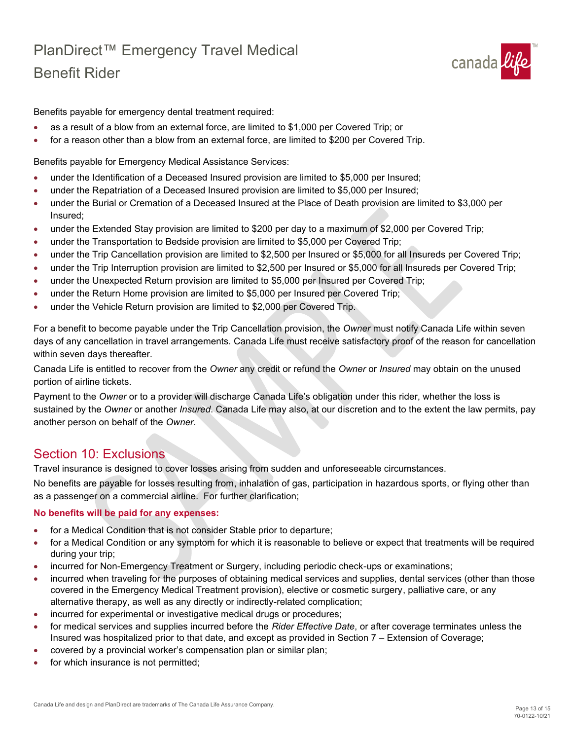Benefits payable for emergency dental treatment required:

- as a result of a blow from an external force, are limited to $1,000 per Covered Trip; or
- for a reason other than a blow from an external force, are limited to $200 per Covered Trip.

Benefits payable for Emergency Medical Assistance Services:

- under the Identification of a Deceased Insured provision are limited to $5,000 per Insured;
- under the Repatriation of a Deceased Insured provision are limited to $5,000 per Insured;
- under the Burial or Cremation of a Deceased Insured at the Place of Death provision are limited to $3,000 per Insured;
- under the Extended Stay provision are limited to $200 per day to a maximum of $2,000 per Covered Trip;
- under the Transportation to Bedside provision are limited to $5,000 per Covered Trip;
- under the Trip Cancellation provision are limited to $2,500 per Insured or $5,000 for all Insureds per Covered Trip;
- under the Trip Interruption provision are limited to $2,500 per Insured or $5,000 for all Insureds per Covered Trip;
- under the Unexpected Return provision are limited to $5,000 per Insured per Covered Trip;
- under the Return Home provision are limited to $5,000 per Insured per Covered Trip;
- under the Vehicle Return provision are limited to $2,000 per Covered Trip.

For a benefit to become payable under the Trip Cancellation provision, the *Owner* must notify Canada Life within seven days of any cancellation in travel arrangements. Canada Life must receive satisfactory proof of the reason for cancellation within seven days thereafter.

Canada Life is entitled to recover from the *Owner* any credit or refund the *Owner* or *Insured* may obtain on the unused portion of airline tickets.

Payment to the *Owner* or to a provider will discharge Canada Life's obligation under this rider, whether the loss is sustained by the *Owner* or another *Insured*. Canada Life may also, at our discretion and to the extent the law permits, pay another person on behalf of the *Owner*.

## Section 10: Exclusions

Travel insurance is designed to cover losses arising from sudden and unforeseeable circumstances.

No benefits are payable for losses resulting from, inhalation of gas, participation in hazardous sports, or flying other than as a passenger on a commercial airline. For further clarification;

**No benefits will be paid for any expenses:**

- for a Medical Condition that is not consider Stable prior to departure;
- for a Medical Condition or any symptom for which it is reasonable to believe or expect that treatments will be required during your trip;
- incurred for Non-Emergency Treatment or Surgery, including periodic check-ups or examinations;
- incurred when traveling for the purposes of obtaining medical services and supplies, dental services (other than those covered in the Emergency Medical Treatment provision), elective or cosmetic surgery, palliative care, or any alternative therapy, as well as any directly or indirectly-related complication;
- incurred for experimental or investigative medical drugs or procedures;
- for medical services and supplies incurred before the *Rider Effective Date*, or after coverage terminates unless the Insured was hospitalized prior to that date, and except as provided in Section 7 – Extension of Coverage;
- covered by a provincial worker's compensation plan or similar plan;
- for which insurance is not permitted;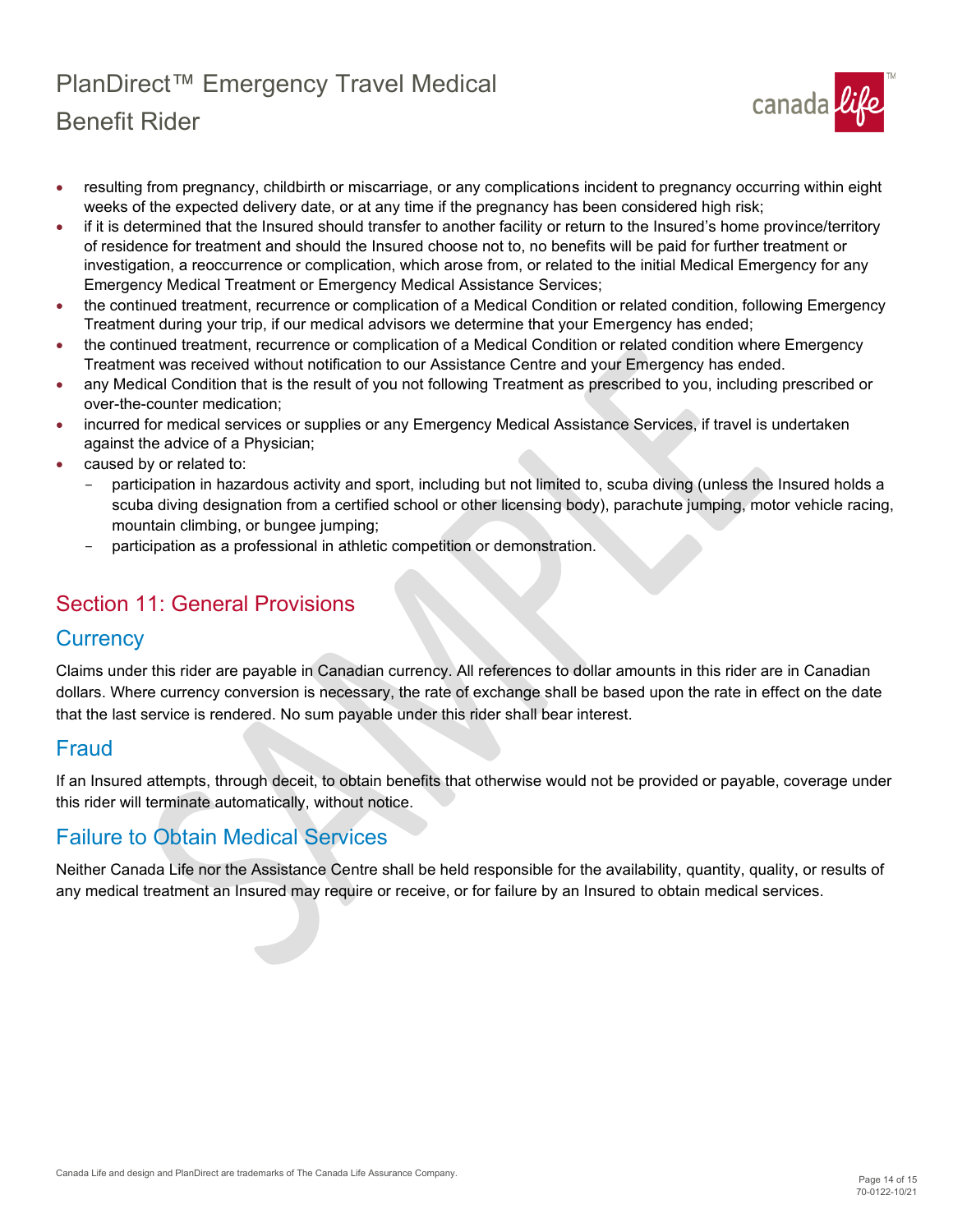- resulting from pregnancy, childbirth or miscarriage, or any complications incident to pregnancy occurring within eight weeks of the expected delivery date, or at any time if the pregnancy has been considered high risk;
- if it is determined that the Insured should transfer to another facility or return to the Insured's home province/territory of residence for treatment and should the Insured choose not to, no benefits will be paid for further treatment or investigation, a reoccurrence or complication, which arose from, or related to the initial Medical Emergency for any Emergency Medical Treatment or Emergency Medical Assistance Services;
- the continued treatment, recurrence or complication of a Medical Condition or related condition, following Emergency Treatment during your trip, if our medical advisors we determine that your Emergency has ended;
- the continued treatment, recurrence or complication of a Medical Condition or related condition where Emergency Treatment was received without notification to our Assistance Centre and your Emergency has ended.
- any Medical Condition that is the result of you not following Treatment as prescribed to you, including prescribed or over-the-counter medication;
- incurred for medical services or supplies or any Emergency Medical Assistance Services, if travel is undertaken against the advice of a Physician;
- caused by or related to:
  - participation in hazardous activity and sport, including but not limited to, scuba diving (unless the Insured holds a scuba diving designation from a certified school or other licensing body), parachute jumping, motor vehicle racing, mountain climbing, or bungee jumping;
  - participation as a professional in athletic competition or demonstration.

## Section 11: General Provisions

### Currency

Claims under this rider are payable in Canadian currency. All references to dollar amounts in this rider are in Canadian dollars. Where currency conversion is necessary, the rate of exchange shall be based upon the rate in effect on the date that the last service is rendered. No sum payable under this rider shall bear interest.

### Fraud

If an Insured attempts, through deceit, to obtain benefits that otherwise would not be provided or payable, coverage under this rider will terminate automatically, without notice.

### Failure to Obtain Medical Services

Neither Canada Life nor the Assistance Centre shall be held responsible for the availability, quantity, quality, or results of any medical treatment an Insured may require or receive, or for failure by an Insured to obtain medical services.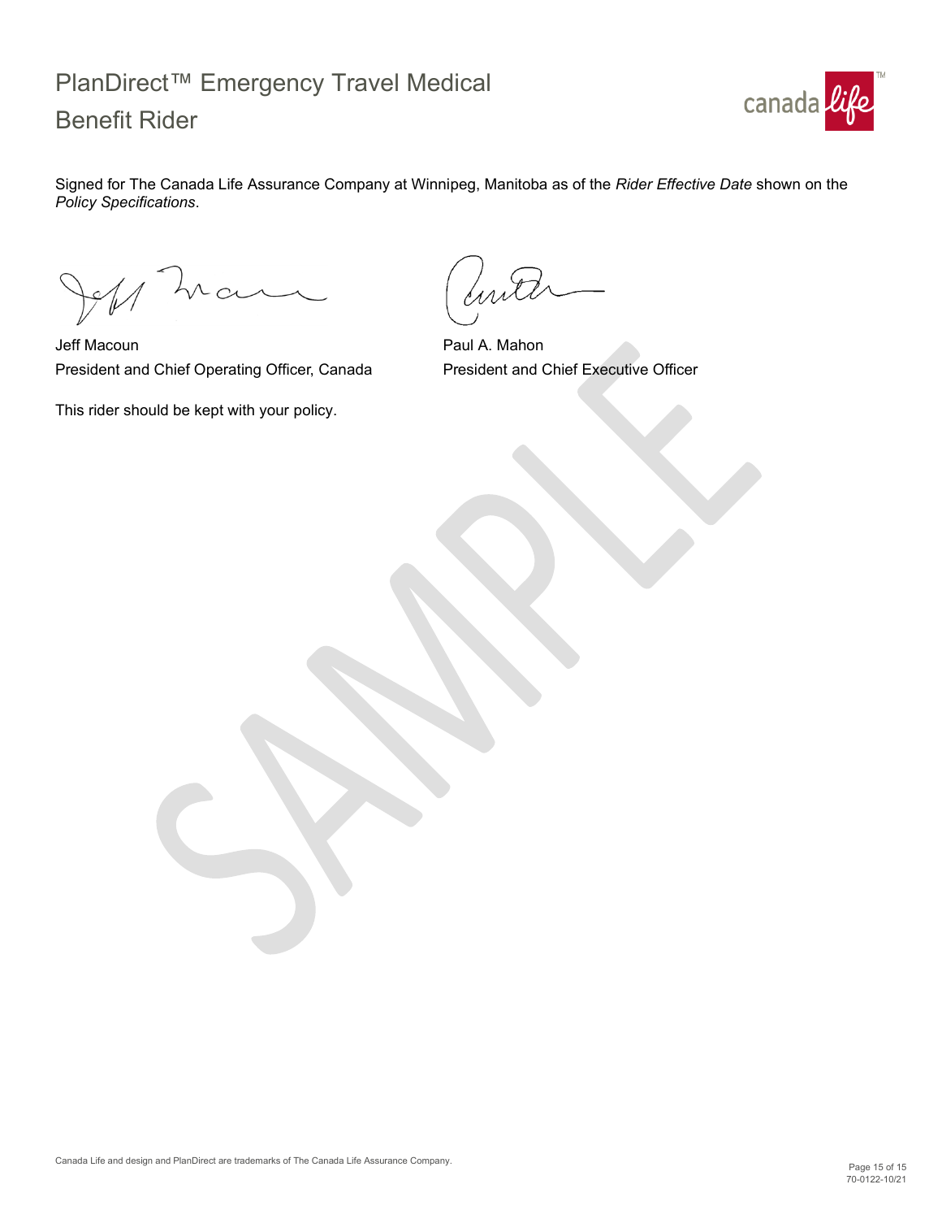# PlanDirect™ Emergency Travel Medical Benefit Rider

Signed for The Canada Life Assurance Company at Winnipeg, Manitoba as of the *Rider Effective Date* shown on the *Policy Specifications*.

Jeff Macoun
President and Chief Operating Officer, Canada

Paul A. Mahon
President and Chief Executive Officer

This rider should be kept with your policy.

Canada Life and design and PlanDirect are trademarks of The Canada Life Assurance Company.

70-0122-10/21